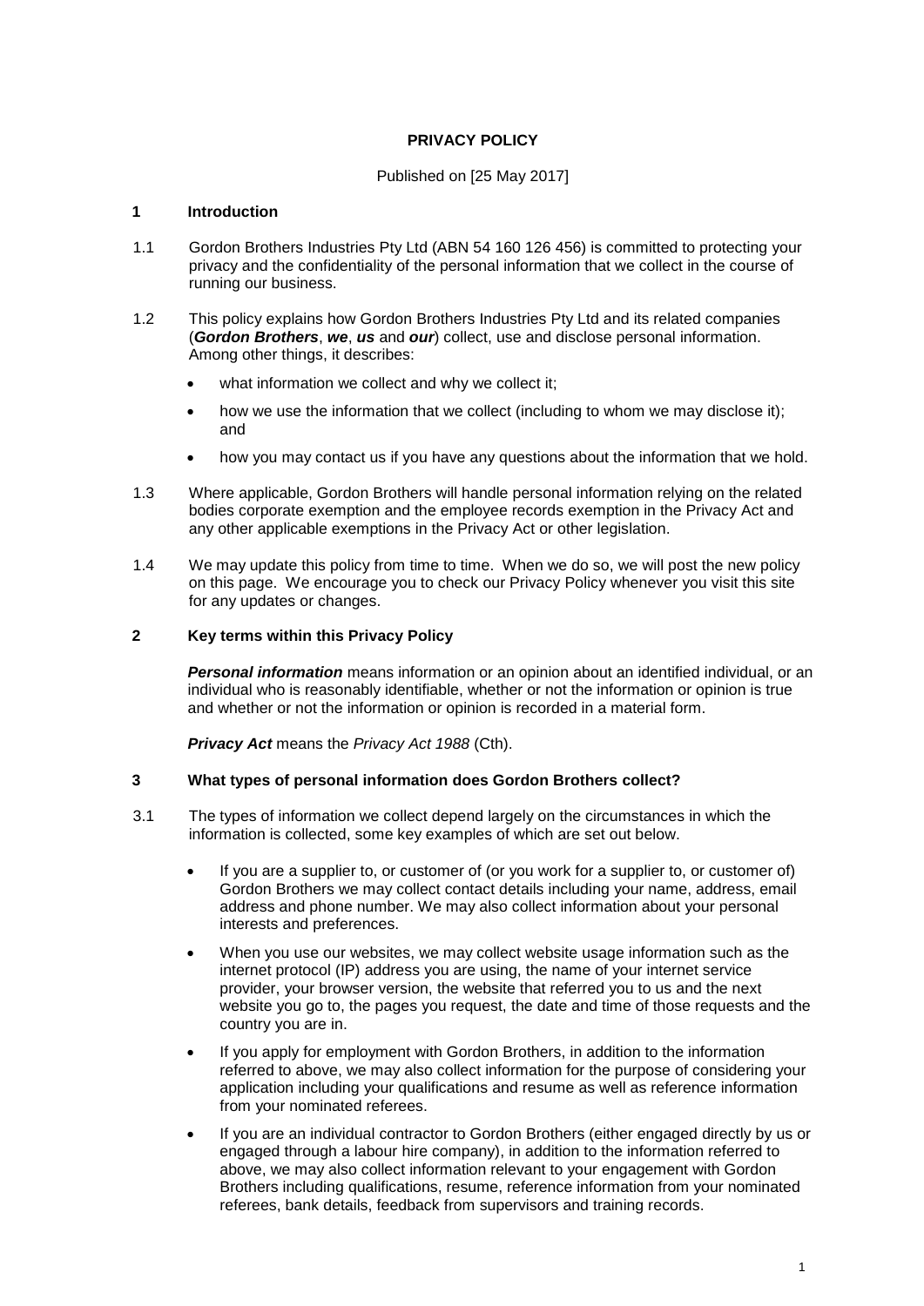# PRIVACY POLICY

Published on [25 May 2017]

## 1 Introduction

1.1 Gordon Brothers Industries Pty Ltd (ABN 54 160 126 456) is committed to protecting your privacy and the confidentiality of the personal information that we collect in the course of running our business.

1.2 This policy explains how Gordon Brothers Industries Pty Ltd and its related companies (***Gordon Brothers***, ***we***, ***us*** and ***our***) collect, use and disclose personal information. Among other things, it describes:

- what information we collect and why we collect it;
- how we use the information that we collect (including to whom we may disclose it); and
- how you may contact us if you have any questions about the information that we hold.

1.3 Where applicable, Gordon Brothers will handle personal information relying on the related bodies corporate exemption and the employee records exemption in the Privacy Act and any other applicable exemptions in the Privacy Act or other legislation.

1.4 We may update this policy from time to time. When we do so, we will post the new policy on this page. We encourage you to check our Privacy Policy whenever you visit this site for any updates or changes.

## 2 Key terms within this Privacy Policy

***Personal information*** means information or an opinion about an identified individual, or an individual who is reasonably identifiable, whether or not the information or opinion is true and whether or not the information or opinion is recorded in a material form.

***Privacy Act*** means the *Privacy Act 1988* (Cth).

## 3 What types of personal information does Gordon Brothers collect?

3.1 The types of information we collect depend largely on the circumstances in which the information is collected, some key examples of which are set out below.

- If you are a supplier to, or customer of (or you work for a supplier to, or customer of) Gordon Brothers we may collect contact details including your name, address, email address and phone number. We may also collect information about your personal interests and preferences.
- When you use our websites, we may collect website usage information such as the internet protocol (IP) address you are using, the name of your internet service provider, your browser version, the website that referred you to us and the next website you go to, the pages you request, the date and time of those requests and the country you are in.
- If you apply for employment with Gordon Brothers, in addition to the information referred to above, we may also collect information for the purpose of considering your application including your qualifications and resume as well as reference information from your nominated referees.
- If you are an individual contractor to Gordon Brothers (either engaged directly by us or engaged through a labour hire company), in addition to the information referred to above, we may also collect information relevant to your engagement with Gordon Brothers including qualifications, resume, reference information from your nominated referees, bank details, feedback from supervisors and training records.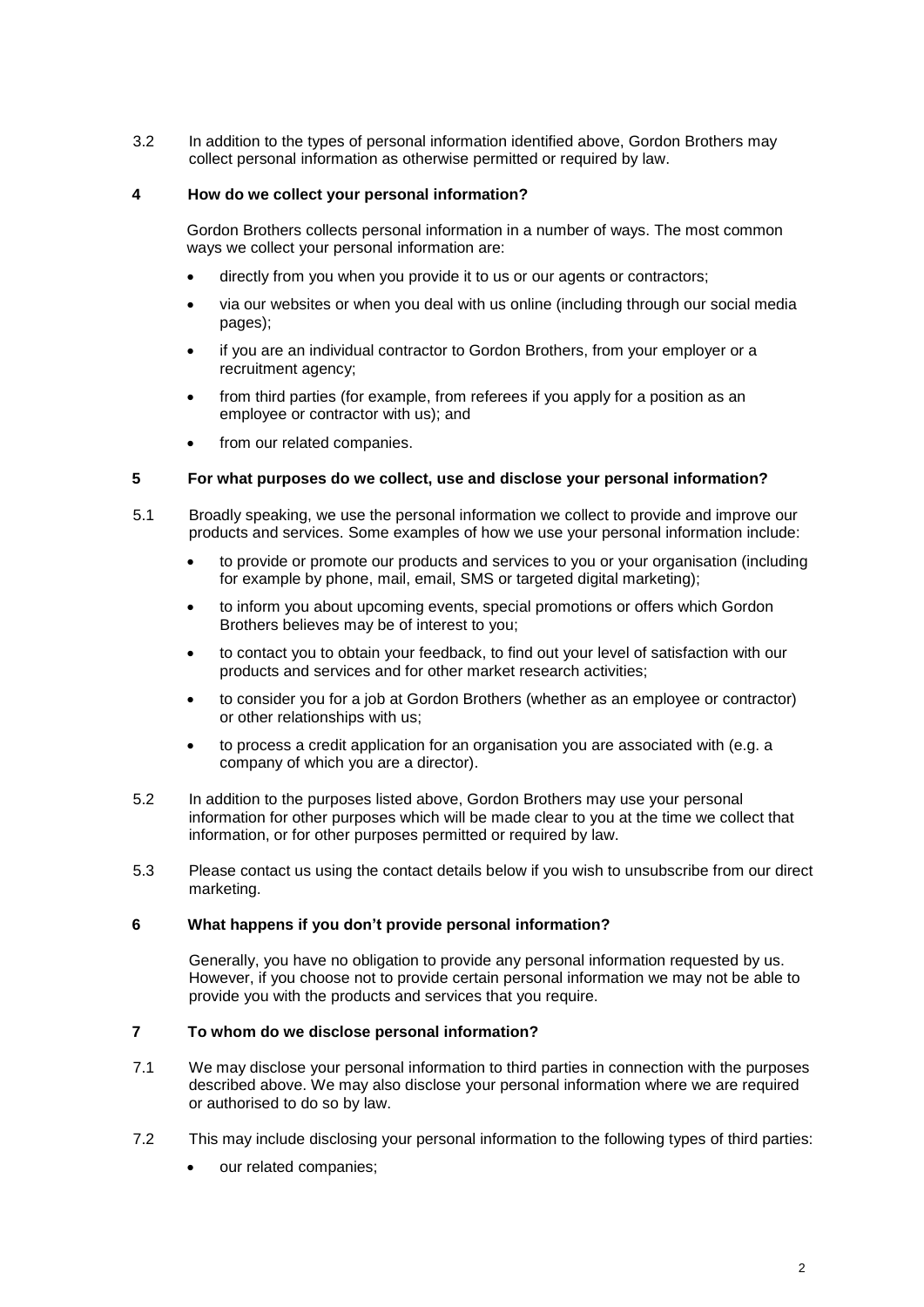3.2 In addition to the types of personal information identified above, Gordon Brothers may collect personal information as otherwise permitted or required by law.

## 4 How do we collect your personal information?

Gordon Brothers collects personal information in a number of ways. The most common ways we collect your personal information are:

- directly from you when you provide it to us or our agents or contractors;
- via our websites or when you deal with us online (including through our social media pages);
- if you are an individual contractor to Gordon Brothers, from your employer or a recruitment agency;
- from third parties (for example, from referees if you apply for a position as an employee or contractor with us); and
- from our related companies.

## 5 For what purposes do we collect, use and disclose your personal information?

5.1 Broadly speaking, we use the personal information we collect to provide and improve our products and services. Some examples of how we use your personal information include:

- to provide or promote our products and services to you or your organisation (including for example by phone, mail, email, SMS or targeted digital marketing);
- to inform you about upcoming events, special promotions or offers which Gordon Brothers believes may be of interest to you;
- to contact you to obtain your feedback, to find out your level of satisfaction with our products and services and for other market research activities;
- to consider you for a job at Gordon Brothers (whether as an employee or contractor) or other relationships with us;
- to process a credit application for an organisation you are associated with (e.g. a company of which you are a director).

5.2 In addition to the purposes listed above, Gordon Brothers may use your personal information for other purposes which will be made clear to you at the time we collect that information, or for other purposes permitted or required by law.

5.3 Please contact us using the contact details below if you wish to unsubscribe from our direct marketing.

## 6 What happens if you don't provide personal information?

Generally, you have no obligation to provide any personal information requested by us. However, if you choose not to provide certain personal information we may not be able to provide you with the products and services that you require.

## 7 To whom do we disclose personal information?

7.1 We may disclose your personal information to third parties in connection with the purposes described above. We may also disclose your personal information where we are required or authorised to do so by law.

7.2 This may include disclosing your personal information to the following types of third parties:

- our related companies;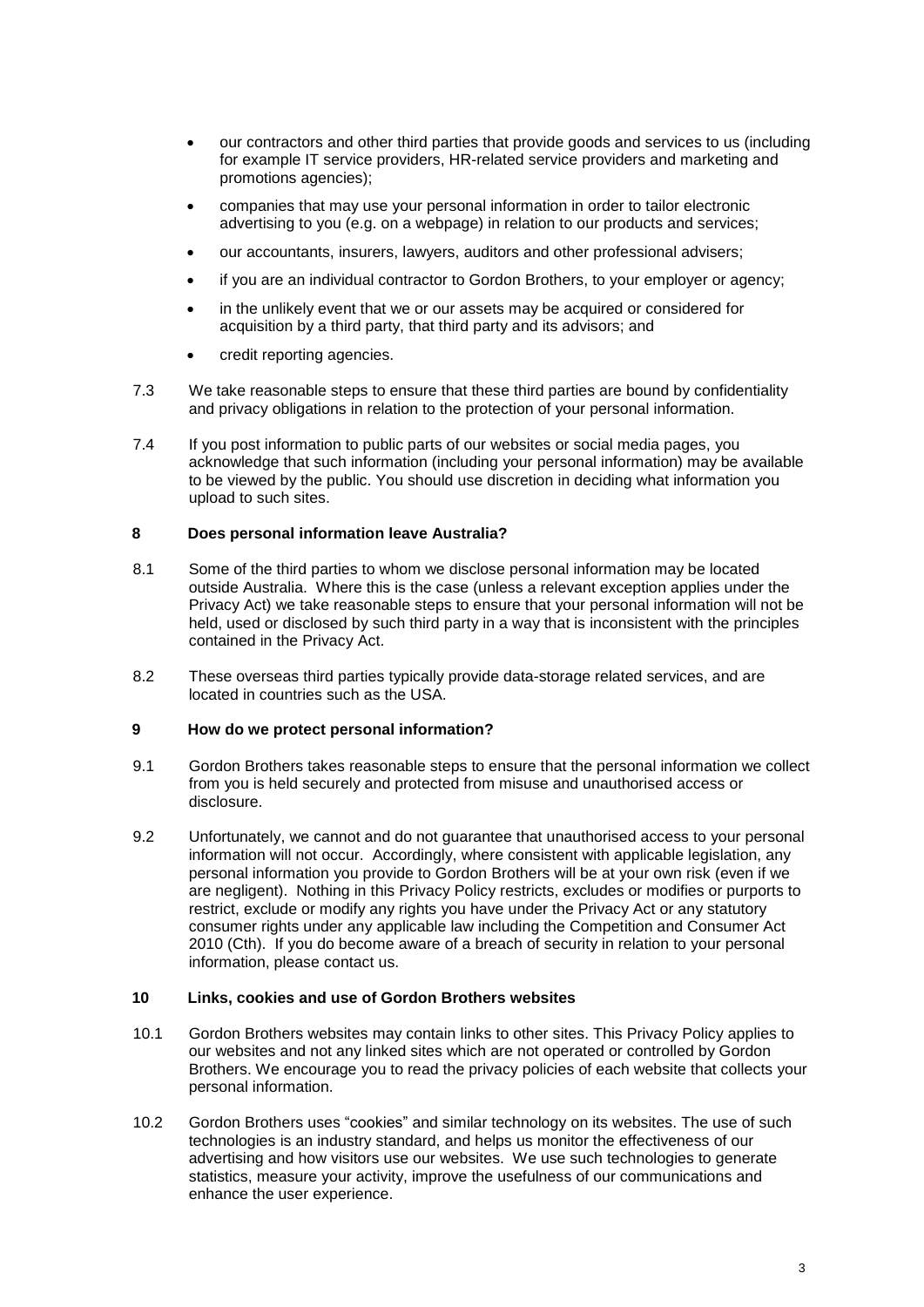- our contractors and other third parties that provide goods and services to us (including for example IT service providers, HR-related service providers and marketing and promotions agencies);
- companies that may use your personal information in order to tailor electronic advertising to you (e.g. on a webpage) in relation to our products and services;
- our accountants, insurers, lawyers, auditors and other professional advisers;
- if you are an individual contractor to Gordon Brothers, to your employer or agency;
- in the unlikely event that we or our assets may be acquired or considered for acquisition by a third party, that third party and its advisors; and
- credit reporting agencies.

7.3 We take reasonable steps to ensure that these third parties are bound by confidentiality and privacy obligations in relation to the protection of your personal information.

7.4 If you post information to public parts of our websites or social media pages, you acknowledge that such information (including your personal information) may be available to be viewed by the public. You should use discretion in deciding what information you upload to such sites.

## 8 Does personal information leave Australia?

8.1 Some of the third parties to whom we disclose personal information may be located outside Australia. Where this is the case (unless a relevant exception applies under the Privacy Act) we take reasonable steps to ensure that your personal information will not be held, used or disclosed by such third party in a way that is inconsistent with the principles contained in the Privacy Act.

8.2 These overseas third parties typically provide data-storage related services, and are located in countries such as the USA.

## 9 How do we protect personal information?

9.1 Gordon Brothers takes reasonable steps to ensure that the personal information we collect from you is held securely and protected from misuse and unauthorised access or disclosure.

9.2 Unfortunately, we cannot and do not guarantee that unauthorised access to your personal information will not occur. Accordingly, where consistent with applicable legislation, any personal information you provide to Gordon Brothers will be at your own risk (even if we are negligent). Nothing in this Privacy Policy restricts, excludes or modifies or purports to restrict, exclude or modify any rights you have under the Privacy Act or any statutory consumer rights under any applicable law including the Competition and Consumer Act 2010 (Cth). If you do become aware of a breach of security in relation to your personal information, please contact us.

## 10 Links, cookies and use of Gordon Brothers websites

10.1 Gordon Brothers websites may contain links to other sites. This Privacy Policy applies to our websites and not any linked sites which are not operated or controlled by Gordon Brothers. We encourage you to read the privacy policies of each website that collects your personal information.

10.2 Gordon Brothers uses "cookies" and similar technology on its websites. The use of such technologies is an industry standard, and helps us monitor the effectiveness of our advertising and how visitors use our websites. We use such technologies to generate statistics, measure your activity, improve the usefulness of our communications and enhance the user experience.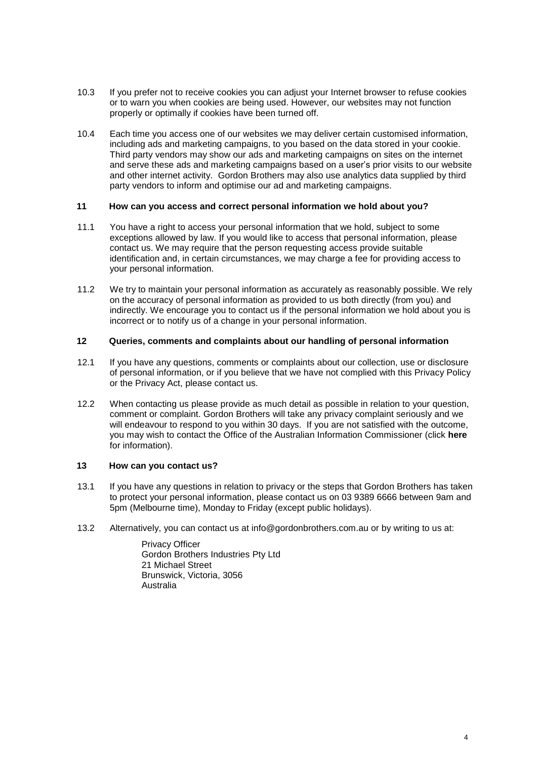10.3 If you prefer not to receive cookies you can adjust your Internet browser to refuse cookies or to warn you when cookies are being used. However, our websites may not function properly or optimally if cookies have been turned off.

10.4 Each time you access one of our websites we may deliver certain customised information, including ads and marketing campaigns, to you based on the data stored in your cookie. Third party vendors may show our ads and marketing campaigns on sites on the internet and serve these ads and marketing campaigns based on a user's prior visits to our website and other internet activity. Gordon Brothers may also use analytics data supplied by third party vendors to inform and optimise our ad and marketing campaigns.

## 11 How can you access and correct personal information we hold about you?

11.1 You have a right to access your personal information that we hold, subject to some exceptions allowed by law. If you would like to access that personal information, please contact us. We may require that the person requesting access provide suitable identification and, in certain circumstances, we may charge a fee for providing access to your personal information.

11.2 We try to maintain your personal information as accurately as reasonably possible. We rely on the accuracy of personal information as provided to us both directly (from you) and indirectly. We encourage you to contact us if the personal information we hold about you is incorrect or to notify us of a change in your personal information.

## 12 Queries, comments and complaints about our handling of personal information

12.1 If you have any questions, comments or complaints about our collection, use or disclosure of personal information, or if you believe that we have not complied with this Privacy Policy or the Privacy Act, please contact us.

12.2 When contacting us please provide as much detail as possible in relation to your question, comment or complaint. Gordon Brothers will take any privacy complaint seriously and we will endeavour to respond to you within 30 days. If you are not satisfied with the outcome, you may wish to contact the Office of the Australian Information Commissioner (click **here** for information).

## 13 How can you contact us?

13.1 If you have any questions in relation to privacy or the steps that Gordon Brothers has taken to protect your personal information, please contact us on 03 9389 6666 between 9am and 5pm (Melbourne time), Monday to Friday (except public holidays).

13.2 Alternatively, you can contact us at info@gordonbrothers.com.au or by writing to us at:

Privacy Officer
Gordon Brothers Industries Pty Ltd
21 Michael Street
Brunswick, Victoria, 3056
Australia